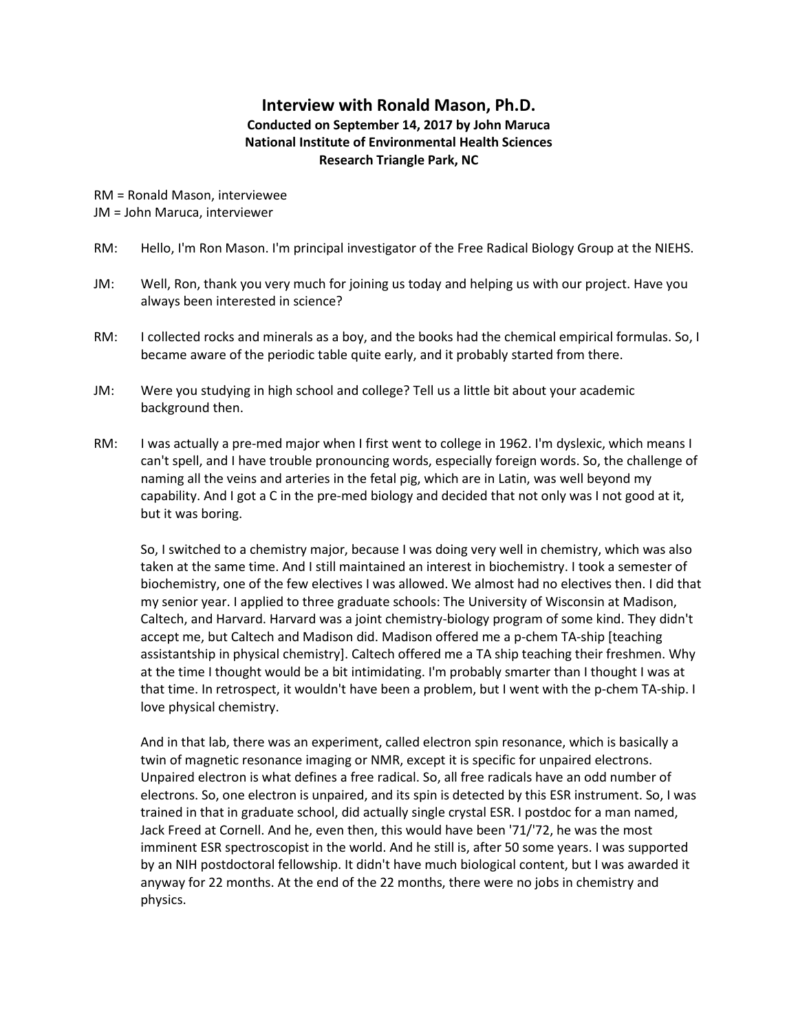# Interview with Ronald Mason, Ph.D.

**Conducted on September 14, 2017 by John Maruca**
**National Institute of Environmental Health Sciences**
**Research Triangle Park, NC**

RM = Ronald Mason, interviewee
JM = John Maruca, interviewer

RM: Hello, I'm Ron Mason. I'm principal investigator of the Free Radical Biology Group at the NIEHS.

JM: Well, Ron, thank you very much for joining us today and helping us with our project. Have you always been interested in science?

RM: I collected rocks and minerals as a boy, and the books had the chemical empirical formulas. So, I became aware of the periodic table quite early, and it probably started from there.

JM: Were you studying in high school and college? Tell us a little bit about your academic background then.

RM: I was actually a pre-med major when I first went to college in 1962. I'm dyslexic, which means I can't spell, and I have trouble pronouncing words, especially foreign words. So, the challenge of naming all the veins and arteries in the fetal pig, which are in Latin, was well beyond my capability. And I got a C in the pre-med biology and decided that not only was I not good at it, but it was boring.

So, I switched to a chemistry major, because I was doing very well in chemistry, which was also taken at the same time. And I still maintained an interest in biochemistry. I took a semester of biochemistry, one of the few electives I was allowed. We almost had no electives then. I did that my senior year. I applied to three graduate schools: The University of Wisconsin at Madison, Caltech, and Harvard. Harvard was a joint chemistry-biology program of some kind. They didn't accept me, but Caltech and Madison did. Madison offered me a p-chem TA-ship [teaching assistantship in physical chemistry]. Caltech offered me a TA ship teaching their freshmen. Why at the time I thought would be a bit intimidating. I'm probably smarter than I thought I was at that time. In retrospect, it wouldn't have been a problem, but I went with the p-chem TA-ship. I love physical chemistry.

And in that lab, there was an experiment, called electron spin resonance, which is basically a twin of magnetic resonance imaging or NMR, except it is specific for unpaired electrons. Unpaired electron is what defines a free radical. So, all free radicals have an odd number of electrons. So, one electron is unpaired, and its spin is detected by this ESR instrument. So, I was trained in that in graduate school, did actually single crystal ESR. I postdoc for a man named, Jack Freed at Cornell. And he, even then, this would have been '71/'72, he was the most imminent ESR spectroscopist in the world. And he still is, after 50 some years. I was supported by an NIH postdoctoral fellowship. It didn't have much biological content, but I was awarded it anyway for 22 months. At the end of the 22 months, there were no jobs in chemistry and physics.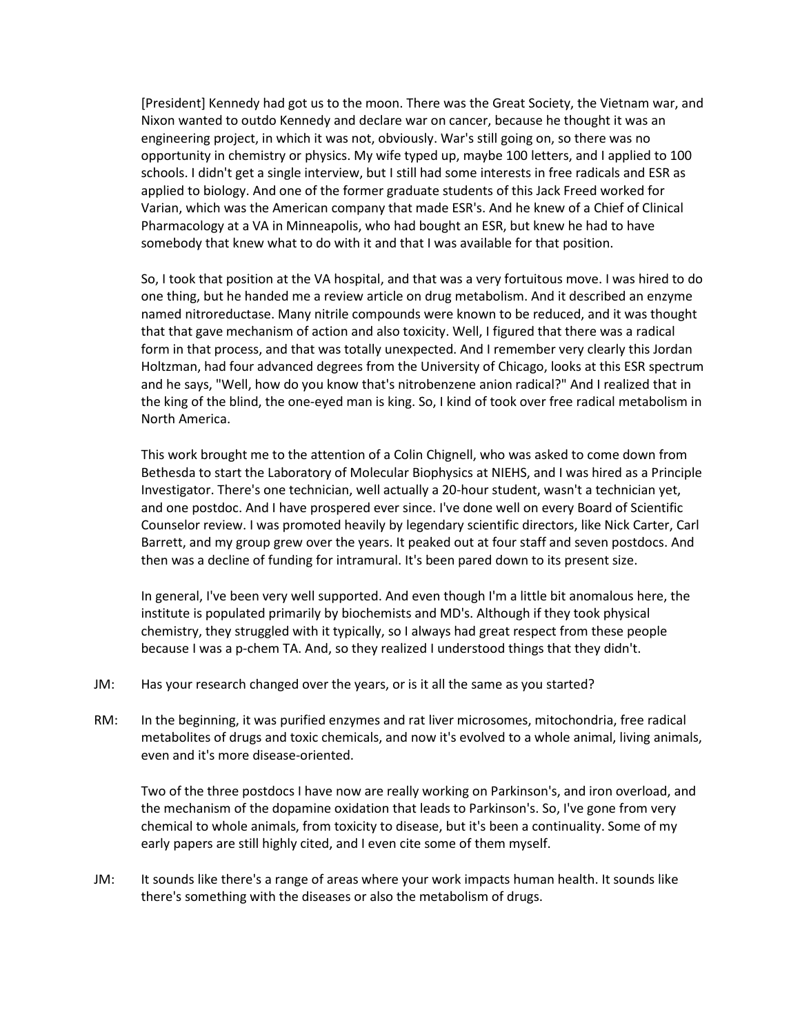[President] Kennedy had got us to the moon. There was the Great Society, the Vietnam war, and Nixon wanted to outdo Kennedy and declare war on cancer, because he thought it was an engineering project, in which it was not, obviously. War's still going on, so there was no opportunity in chemistry or physics. My wife typed up, maybe 100 letters, and I applied to 100 schools. I didn't get a single interview, but I still had some interests in free radicals and ESR as applied to biology. And one of the former graduate students of this Jack Freed worked for Varian, which was the American company that made ESR's. And he knew of a Chief of Clinical Pharmacology at a VA in Minneapolis, who had bought an ESR, but knew he had to have somebody that knew what to do with it and that I was available for that position.

So, I took that position at the VA hospital, and that was a very fortuitous move. I was hired to do one thing, but he handed me a review article on drug metabolism. And it described an enzyme named nitroreductase. Many nitrile compounds were known to be reduced, and it was thought that that gave mechanism of action and also toxicity. Well, I figured that there was a radical form in that process, and that was totally unexpected. And I remember very clearly this Jordan Holtzman, had four advanced degrees from the University of Chicago, looks at this ESR spectrum and he says, "Well, how do you know that's nitrobenzene anion radical?" And I realized that in the king of the blind, the one-eyed man is king. So, I kind of took over free radical metabolism in North America.

This work brought me to the attention of a Colin Chignell, who was asked to come down from Bethesda to start the Laboratory of Molecular Biophysics at NIEHS, and I was hired as a Principle Investigator. There's one technician, well actually a 20-hour student, wasn't a technician yet, and one postdoc. And I have prospered ever since. I've done well on every Board of Scientific Counselor review. I was promoted heavily by legendary scientific directors, like Nick Carter, Carl Barrett, and my group grew over the years. It peaked out at four staff and seven postdocs. And then was a decline of funding for intramural. It's been pared down to its present size.

In general, I've been very well supported. And even though I'm a little bit anomalous here, the institute is populated primarily by biochemists and MD's. Although if they took physical chemistry, they struggled with it typically, so I always had great respect from these people because I was a p-chem TA. And, so they realized I understood things that they didn't.

JM: Has your research changed over the years, or is it all the same as you started?

RM: In the beginning, it was purified enzymes and rat liver microsomes, mitochondria, free radical metabolites of drugs and toxic chemicals, and now it's evolved to a whole animal, living animals, even and it's more disease-oriented.

Two of the three postdocs I have now are really working on Parkinson's, and iron overload, and the mechanism of the dopamine oxidation that leads to Parkinson's. So, I've gone from very chemical to whole animals, from toxicity to disease, but it's been a continuality. Some of my early papers are still highly cited, and I even cite some of them myself.

JM: It sounds like there's a range of areas where your work impacts human health. It sounds like there's something with the diseases or also the metabolism of drugs.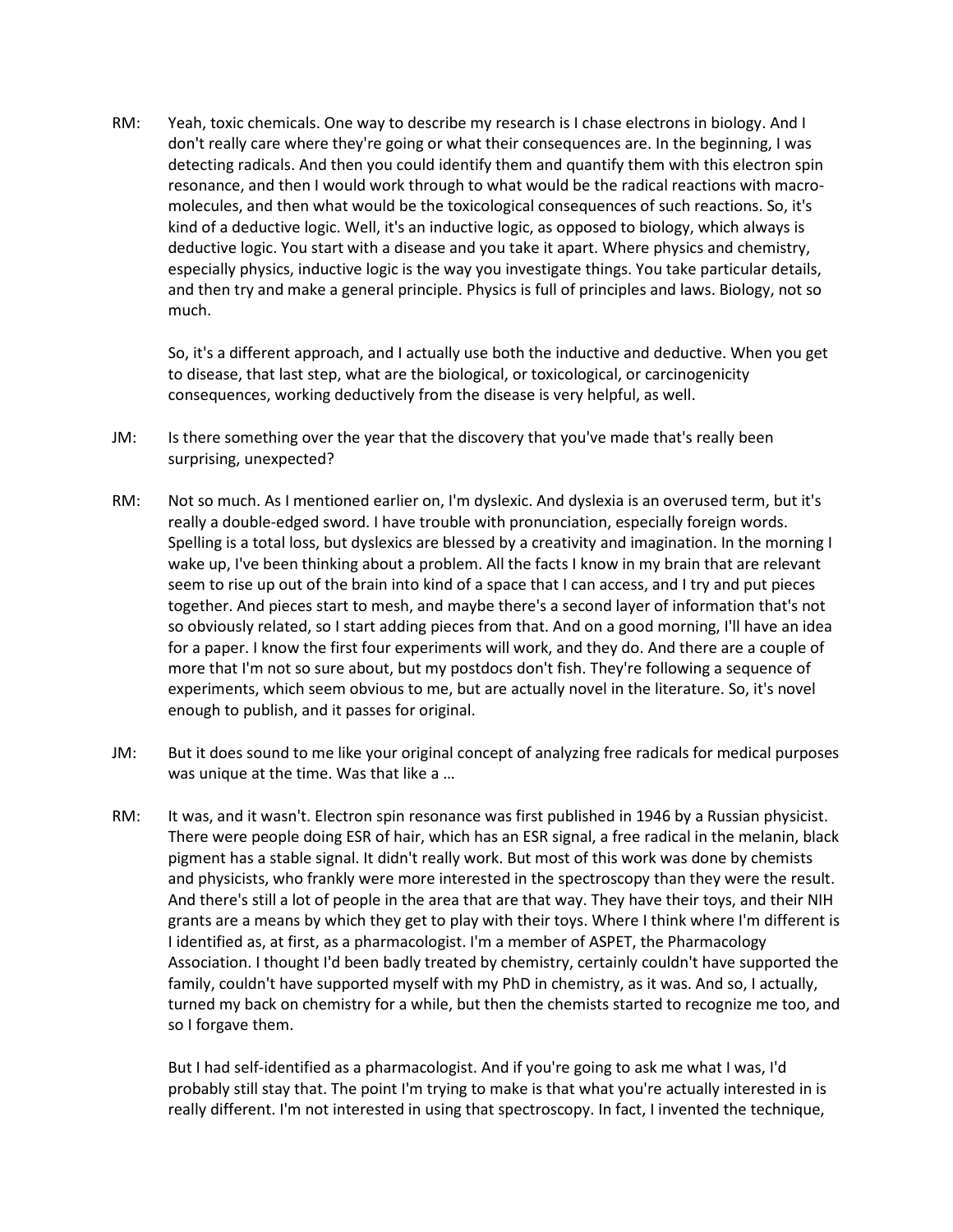RM: Yeah, toxic chemicals. One way to describe my research is I chase electrons in biology. And I don't really care where they're going or what their consequences are. In the beginning, I was detecting radicals. And then you could identify them and quantify them with this electron spin resonance, and then I would work through to what would be the radical reactions with macro-molecules, and then what would be the toxicological consequences of such reactions. So, it's kind of a deductive logic. Well, it's an inductive logic, as opposed to biology, which always is deductive logic. You start with a disease and you take it apart. Where physics and chemistry, especially physics, inductive logic is the way you investigate things. You take particular details, and then try and make a general principle. Physics is full of principles and laws. Biology, not so much.

So, it's a different approach, and I actually use both the inductive and deductive. When you get to disease, that last step, what are the biological, or toxicological, or carcinogenicity consequences, working deductively from the disease is very helpful, as well.

JM: Is there something over the year that the discovery that you've made that's really been surprising, unexpected?

RM: Not so much. As I mentioned earlier on, I'm dyslexic. And dyslexia is an overused term, but it's really a double-edged sword. I have trouble with pronunciation, especially foreign words. Spelling is a total loss, but dyslexics are blessed by a creativity and imagination. In the morning I wake up, I've been thinking about a problem. All the facts I know in my brain that are relevant seem to rise up out of the brain into kind of a space that I can access, and I try and put pieces together. And pieces start to mesh, and maybe there's a second layer of information that's not so obviously related, so I start adding pieces from that. And on a good morning, I'll have an idea for a paper. I know the first four experiments will work, and they do. And there are a couple of more that I'm not so sure about, but my postdocs don't fish. They're following a sequence of experiments, which seem obvious to me, but are actually novel in the literature. So, it's novel enough to publish, and it passes for original.

JM: But it does sound to me like your original concept of analyzing free radicals for medical purposes was unique at the time. Was that like a …

RM: It was, and it wasn't. Electron spin resonance was first published in 1946 by a Russian physicist. There were people doing ESR of hair, which has an ESR signal, a free radical in the melanin, black pigment has a stable signal. It didn't really work. But most of this work was done by chemists and physicists, who frankly were more interested in the spectroscopy than they were the result. And there's still a lot of people in the area that are that way. They have their toys, and their NIH grants are a means by which they get to play with their toys. Where I think where I'm different is I identified as, at first, as a pharmacologist. I'm a member of ASPET, the Pharmacology Association. I thought I'd been badly treated by chemistry, certainly couldn't have supported the family, couldn't have supported myself with my PhD in chemistry, as it was. And so, I actually, turned my back on chemistry for a while, but then the chemists started to recognize me too, and so I forgave them.

But I had self-identified as a pharmacologist. And if you're going to ask me what I was, I'd probably still stay that. The point I'm trying to make is that what you're actually interested in is really different. I'm not interested in using that spectroscopy. In fact, I invented the technique,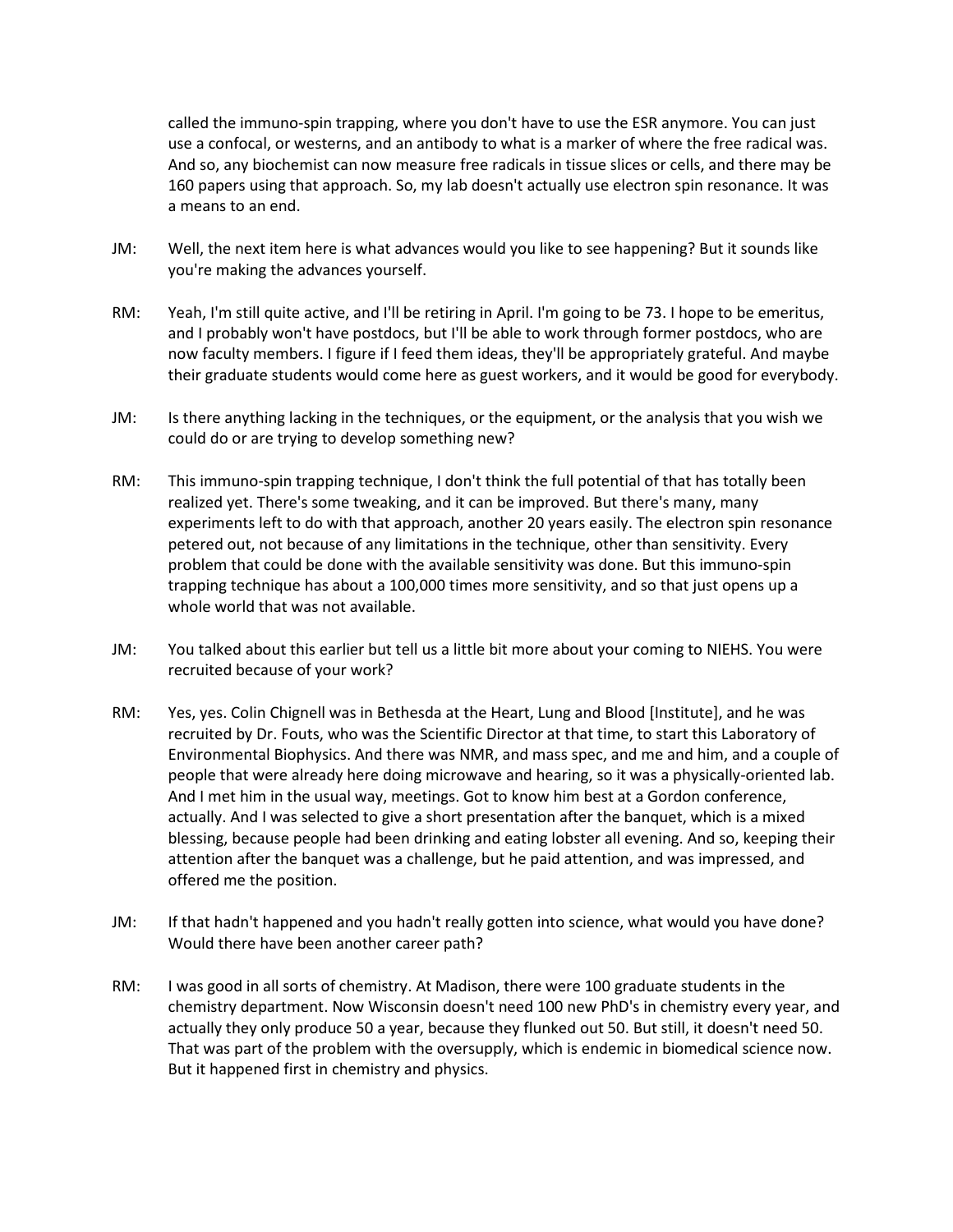called the immuno-spin trapping, where you don't have to use the ESR anymore. You can just use a confocal, or westerns, and an antibody to what is a marker of where the free radical was. And so, any biochemist can now measure free radicals in tissue slices or cells, and there may be 160 papers using that approach. So, my lab doesn't actually use electron spin resonance. It was a means to an end.

JM: Well, the next item here is what advances would you like to see happening? But it sounds like you're making the advances yourself.

RM: Yeah, I'm still quite active, and I'll be retiring in April. I'm going to be 73. I hope to be emeritus, and I probably won't have postdocs, but I'll be able to work through former postdocs, who are now faculty members. I figure if I feed them ideas, they'll be appropriately grateful. And maybe their graduate students would come here as guest workers, and it would be good for everybody.

JM: Is there anything lacking in the techniques, or the equipment, or the analysis that you wish we could do or are trying to develop something new?

RM: This immuno-spin trapping technique, I don't think the full potential of that has totally been realized yet. There's some tweaking, and it can be improved. But there's many, many experiments left to do with that approach, another 20 years easily. The electron spin resonance petered out, not because of any limitations in the technique, other than sensitivity. Every problem that could be done with the available sensitivity was done. But this immuno-spin trapping technique has about a 100,000 times more sensitivity, and so that just opens up a whole world that was not available.

JM: You talked about this earlier but tell us a little bit more about your coming to NIEHS. You were recruited because of your work?

RM: Yes, yes. Colin Chignell was in Bethesda at the Heart, Lung and Blood [Institute], and he was recruited by Dr. Fouts, who was the Scientific Director at that time, to start this Laboratory of Environmental Biophysics. And there was NMR, and mass spec, and me and him, and a couple of people that were already here doing microwave and hearing, so it was a physically-oriented lab. And I met him in the usual way, meetings. Got to know him best at a Gordon conference, actually. And I was selected to give a short presentation after the banquet, which is a mixed blessing, because people had been drinking and eating lobster all evening. And so, keeping their attention after the banquet was a challenge, but he paid attention, and was impressed, and offered me the position.

JM: If that hadn't happened and you hadn't really gotten into science, what would you have done? Would there have been another career path?

RM: I was good in all sorts of chemistry. At Madison, there were 100 graduate students in the chemistry department. Now Wisconsin doesn't need 100 new PhD's in chemistry every year, and actually they only produce 50 a year, because they flunked out 50. But still, it doesn't need 50. That was part of the problem with the oversupply, which is endemic in biomedical science now. But it happened first in chemistry and physics.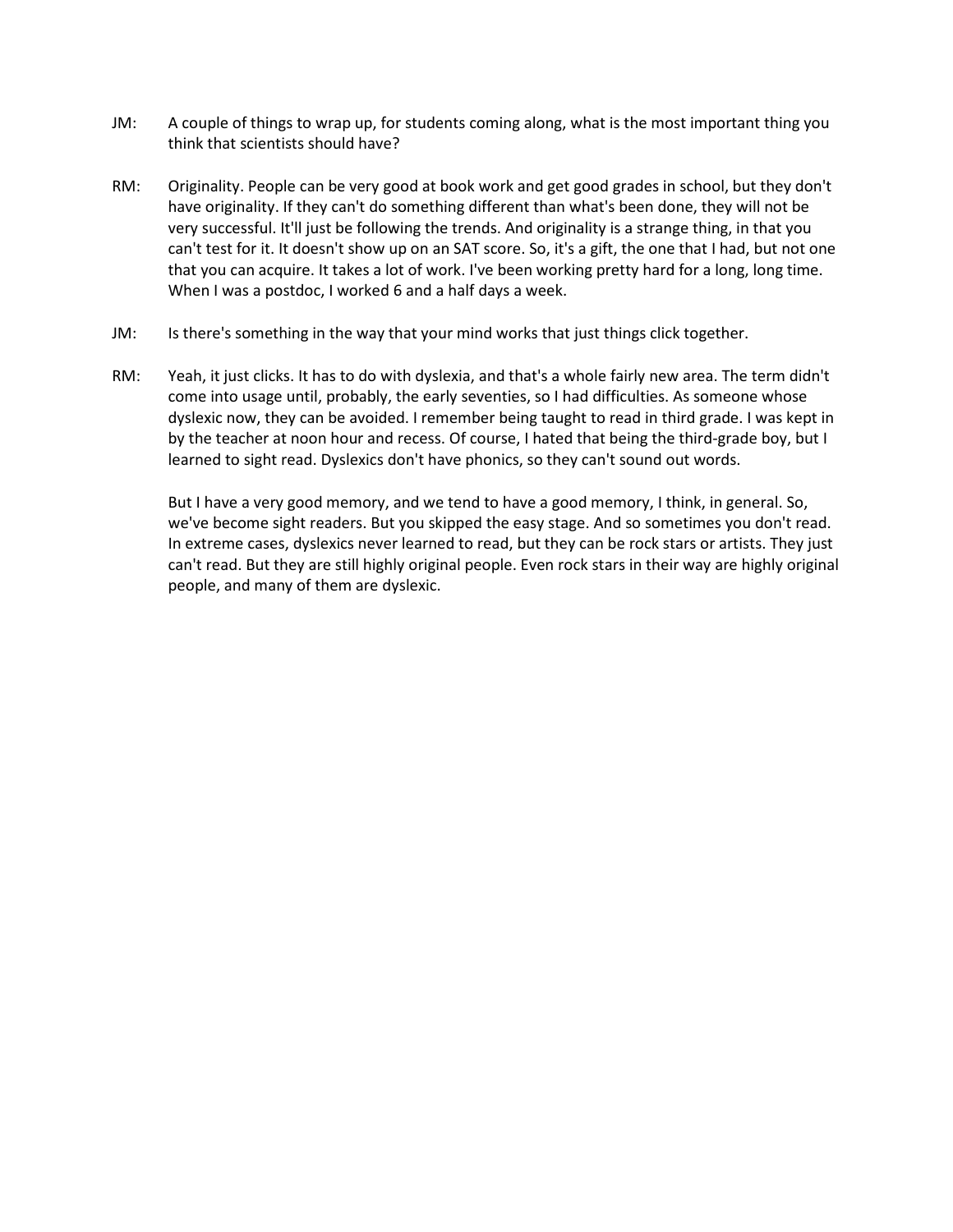JM: A couple of things to wrap up, for students coming along, what is the most important thing you think that scientists should have?

RM: Originality. People can be very good at book work and get good grades in school, but they don't have originality. If they can't do something different than what's been done, they will not be very successful. It'll just be following the trends. And originality is a strange thing, in that you can't test for it. It doesn't show up on an SAT score. So, it's a gift, the one that I had, but not one that you can acquire. It takes a lot of work. I've been working pretty hard for a long, long time. When I was a postdoc, I worked 6 and a half days a week.

JM: Is there's something in the way that your mind works that just things click together.

RM: Yeah, it just clicks. It has to do with dyslexia, and that's a whole fairly new area. The term didn't come into usage until, probably, the early seventies, so I had difficulties. As someone whose dyslexic now, they can be avoided. I remember being taught to read in third grade. I was kept in by the teacher at noon hour and recess. Of course, I hated that being the third-grade boy, but I learned to sight read. Dyslexics don't have phonics, so they can't sound out words.

But I have a very good memory, and we tend to have a good memory, I think, in general. So, we've become sight readers. But you skipped the easy stage. And so sometimes you don't read. In extreme cases, dyslexics never learned to read, but they can be rock stars or artists. They just can't read. But they are still highly original people. Even rock stars in their way are highly original people, and many of them are dyslexic.